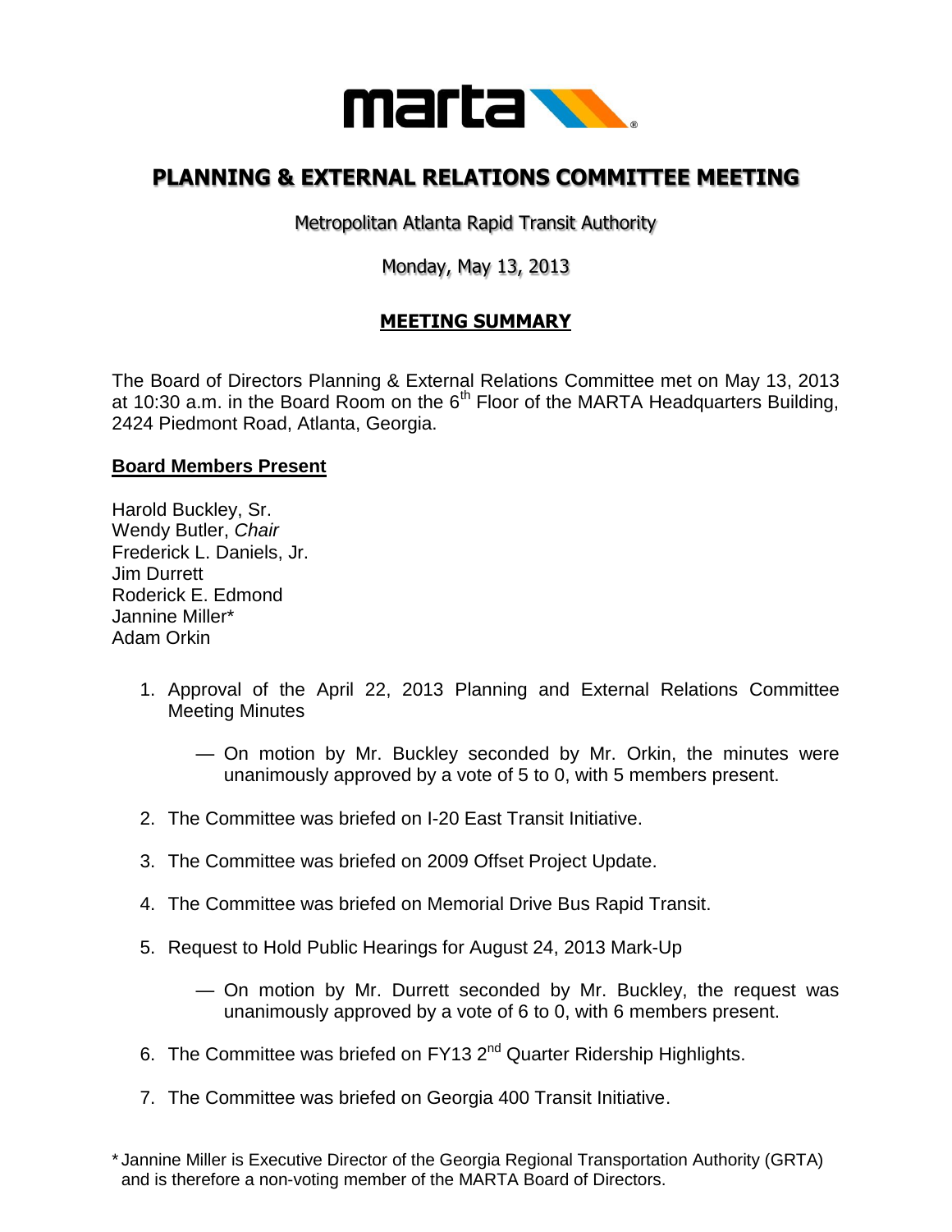# PLANNING & EXTERNAL RELATIONS COMMITTEE MEETING

Metropolitan Atlanta Rapid Transit Authority

Monday, May 13, 2013

## MEETING SUMMARY

The Board of Directors Planning & External Relations Committee met on May 13, 2013 at 10:30 a.m. in the Board Room on the 6th Floor of the MARTA Headquarters Building, 2424 Piedmont Road, Atlanta, Georgia.

**Board Members Present**

Harold Buckley, Sr.
Wendy Butler, *Chair*
Frederick L. Daniels, Jr.
Jim Durrett
Roderick E. Edmond
Jannine Miller*
Adam Orkin

1. Approval of the April 22, 2013 Planning and External Relations Committee Meeting Minutes

   — On motion by Mr. Buckley seconded by Mr. Orkin, the minutes were unanimously approved by a vote of 5 to 0, with 5 members present.

2. The Committee was briefed on I-20 East Transit Initiative.

3. The Committee was briefed on 2009 Offset Project Update.

4. The Committee was briefed on Memorial Drive Bus Rapid Transit.

5. Request to Hold Public Hearings for August 24, 2013 Mark-Up

   — On motion by Mr. Durrett seconded by Mr. Buckley, the request was unanimously approved by a vote of 6 to 0, with 6 members present.

6. The Committee was briefed on FY13 2nd Quarter Ridership Highlights.

7. The Committee was briefed on Georgia 400 Transit Initiative.

\* Jannine Miller is Executive Director of the Georgia Regional Transportation Authority (GRTA) and is therefore a non-voting member of the MARTA Board of Directors.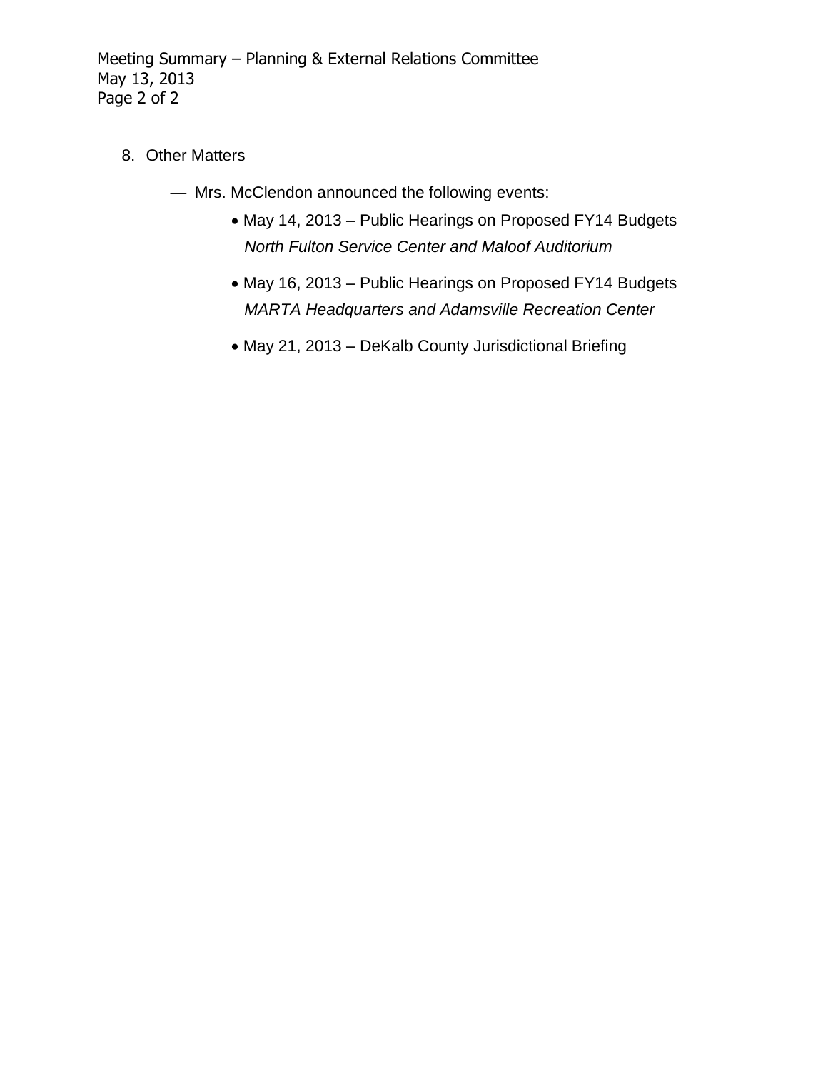8. Other Matters

— Mrs. McClendon announced the following events:

- May 14, 2013 – Public Hearings on Proposed FY14 Budgets
  *North Fulton Service Center and Maloof Auditorium*

- May 16, 2013 – Public Hearings on Proposed FY14 Budgets
  *MARTA Headquarters and Adamsville Recreation Center*

- May 21, 2013 – DeKalb County Jurisdictional Briefing